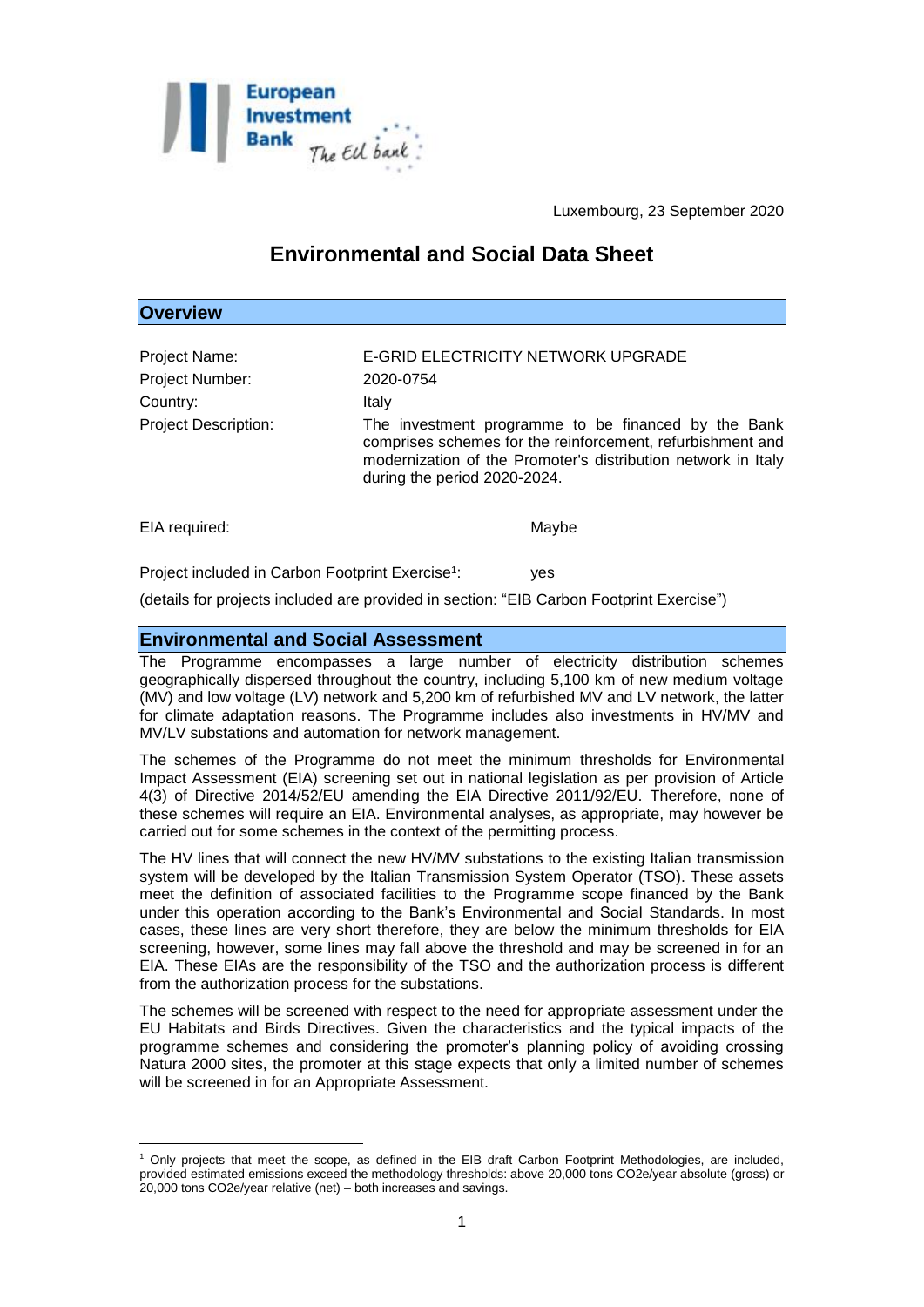Luxembourg, 23 September 2020

# Environmental and Social Data Sheet

## Overview

| | |
|---|---|
| Project Name: | E-GRID ELECTRICITY NETWORK UPGRADE |
| Project Number: | 2020-0754 |
| Country: | Italy |
| Project Description: | The investment programme to be financed by the Bank comprises schemes for the reinforcement, refurbishment and modernization of the Promoter's distribution network in Italy during the period 2020-2024. |

EIA required: Maybe

Project included in Carbon Footprint Exercise[1]: yes

(details for projects included are provided in section: "EIB Carbon Footprint Exercise")

## Environmental and Social Assessment

The Programme encompasses a large number of electricity distribution schemes geographically dispersed throughout the country, including 5,100 km of new medium voltage (MV) and low voltage (LV) network and 5,200 km of refurbished MV and LV network, the latter for climate adaptation reasons. The Programme includes also investments in HV/MV and MV/LV substations and automation for network management.

The schemes of the Programme do not meet the minimum thresholds for Environmental Impact Assessment (EIA) screening set out in national legislation as per provision of Article 4(3) of Directive 2014/52/EU amending the EIA Directive 2011/92/EU. Therefore, none of these schemes will require an EIA. Environmental analyses, as appropriate, may however be carried out for some schemes in the context of the permitting process.

The HV lines that will connect the new HV/MV substations to the existing Italian transmission system will be developed by the Italian Transmission System Operator (TSO). These assets meet the definition of associated facilities to the Programme scope financed by the Bank under this operation according to the Bank's Environmental and Social Standards. In most cases, these lines are very short therefore, they are below the minimum thresholds for EIA screening, however, some lines may fall above the threshold and may be screened in for an EIA. These EIAs are the responsibility of the TSO and the authorization process is different from the authorization process for the substations.

The schemes will be screened with respect to the need for appropriate assessment under the EU Habitats and Birds Directives. Given the characteristics and the typical impacts of the programme schemes and considering the promoter's planning policy of avoiding crossing Natura 2000 sites, the promoter at this stage expects that only a limited number of schemes will be screened in for an Appropriate Assessment.

---

[1] Only projects that meet the scope, as defined in the EIB draft Carbon Footprint Methodologies, are included, provided estimated emissions exceed the methodology thresholds: above 20,000 tons CO2e/year absolute (gross) or 20,000 tons CO2e/year relative (net) – both increases and savings.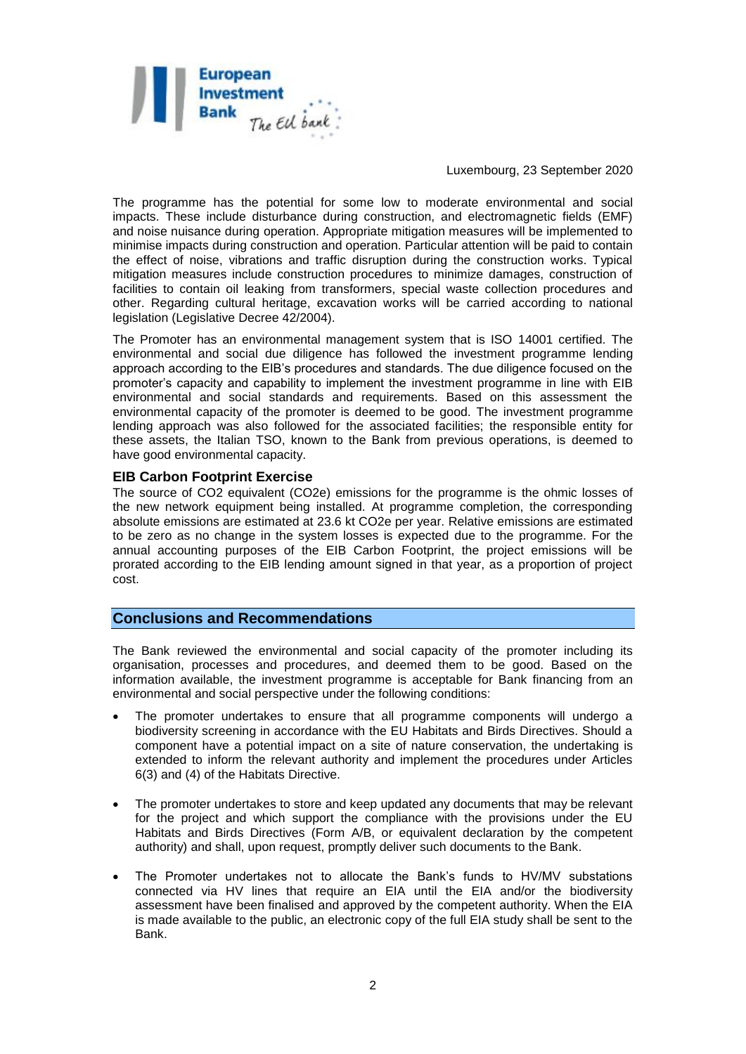Luxembourg, 23 September 2020

The programme has the potential for some low to moderate environmental and social impacts. These include disturbance during construction, and electromagnetic fields (EMF) and noise nuisance during operation. Appropriate mitigation measures will be implemented to minimise impacts during construction and operation. Particular attention will be paid to contain the effect of noise, vibrations and traffic disruption during the construction works. Typical mitigation measures include construction procedures to minimize damages, construction of facilities to contain oil leaking from transformers, special waste collection procedures and other. Regarding cultural heritage, excavation works will be carried according to national legislation (Legislative Decree 42/2004).

The Promoter has an environmental management system that is ISO 14001 certified. The environmental and social due diligence has followed the investment programme lending approach according to the EIB's procedures and standards. The due diligence focused on the promoter's capacity and capability to implement the investment programme in line with EIB environmental and social standards and requirements. Based on this assessment the environmental capacity of the promoter is deemed to be good. The investment programme lending approach was also followed for the associated facilities; the responsible entity for these assets, the Italian TSO, known to the Bank from previous operations, is deemed to have good environmental capacity.

### EIB Carbon Footprint Exercise

The source of $CO_2$ equivalent ($CO_2e$) emissions for the programme is the ohmic losses of the new network equipment being installed. At programme completion, the corresponding absolute emissions are estimated at 23.6 kt $CO_2e$ per year. Relative emissions are estimated to be zero as no change in the system losses is expected due to the programme. For the annual accounting purposes of the EIB Carbon Footprint, the project emissions will be prorated according to the EIB lending amount signed in that year, as a proportion of project cost.

## Conclusions and Recommendations

The Bank reviewed the environmental and social capacity of the promoter including its organisation, processes and procedures, and deemed them to be good. Based on the information available, the investment programme is acceptable for Bank financing from an environmental and social perspective under the following conditions:

- The promoter undertakes to ensure that all programme components will undergo a biodiversity screening in accordance with the EU Habitats and Birds Directives. Should a component have a potential impact on a site of nature conservation, the undertaking is extended to inform the relevant authority and implement the procedures under Articles 6(3) and (4) of the Habitats Directive.

- The promoter undertakes to store and keep updated any documents that may be relevant for the project and which support the compliance with the provisions under the EU Habitats and Birds Directives (Form A/B, or equivalent declaration by the competent authority) and shall, upon request, promptly deliver such documents to the Bank.

- The Promoter undertakes not to allocate the Bank's funds to HV/MV substations connected via HV lines that require an EIA until the EIA and/or the biodiversity assessment have been finalised and approved by the competent authority. When the EIA is made available to the public, an electronic copy of the full EIA study shall be sent to the Bank.